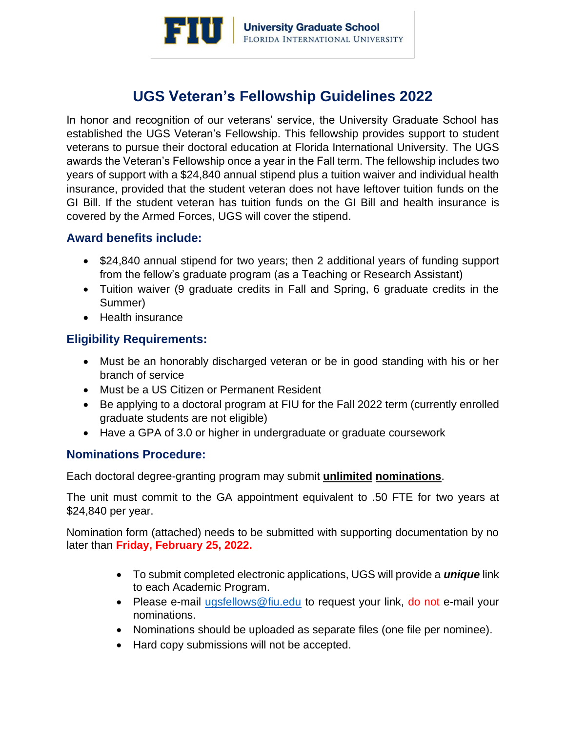University Graduate School
FLORIDA INTERNATIONAL UNIVERSITY

# UGS Veteran's Fellowship Guidelines 2022

In honor and recognition of our veterans' service, the University Graduate School has established the UGS Veteran's Fellowship. This fellowship provides support to student veterans to pursue their doctoral education at Florida International University. The UGS awards the Veteran's Fellowship once a year in the Fall term. The fellowship includes two years of support with a $24,840 annual stipend plus a tuition waiver and individual health insurance, provided that the student veteran does not have leftover tuition funds on the GI Bill. If the student veteran has tuition funds on the GI Bill and health insurance is covered by the Armed Forces, UGS will cover the stipend.

## Award benefits include:

- $24,840 annual stipend for two years; then 2 additional years of funding support from the fellow's graduate program (as a Teaching or Research Assistant)
- Tuition waiver (9 graduate credits in Fall and Spring, 6 graduate credits in the Summer)
- Health insurance

## Eligibility Requirements:

- Must be an honorably discharged veteran or be in good standing with his or her branch of service
- Must be a US Citizen or Permanent Resident
- Be applying to a doctoral program at FIU for the Fall 2022 term (currently enrolled graduate students are not eligible)
- Have a GPA of 3.0 or higher in undergraduate or graduate coursework

## Nominations Procedure:

Each doctoral degree-granting program may submit **unlimited nominations**.

The unit must commit to the GA appointment equivalent to .50 FTE for two years at $24,840 per year.

Nomination form (attached) needs to be submitted with supporting documentation by no later than **Friday, February 25, 2022.**

- To submit completed electronic applications, UGS will provide a ***unique*** link to each Academic Program.
- Please e-mail ugsfellows@fiu.edu to request your link, do not e-mail your nominations.
- Nominations should be uploaded as separate files (one file per nominee).
- Hard copy submissions will not be accepted.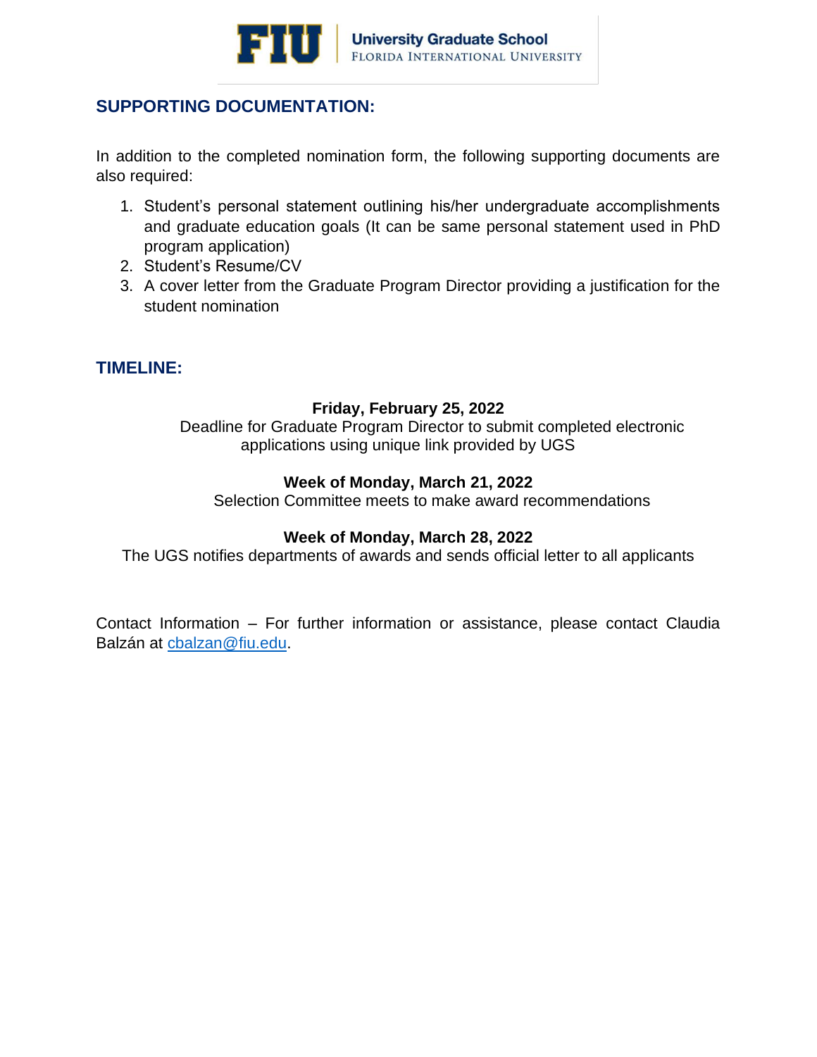## SUPPORTING DOCUMENTATION:

In addition to the completed nomination form, the following supporting documents are also required:

1. Student's personal statement outlining his/her undergraduate accomplishments and graduate education goals (It can be same personal statement used in PhD program application)
2. Student's Resume/CV
3. A cover letter from the Graduate Program Director providing a justification for the student nomination

## TIMELINE:

**Friday, February 25, 2022**
Deadline for Graduate Program Director to submit completed electronic applications using unique link provided by UGS

**Week of Monday, March 21, 2022**
Selection Committee meets to make award recommendations

**Week of Monday, March 28, 2022**
The UGS notifies departments of awards and sends official letter to all applicants

Contact Information – For further information or assistance, please contact Claudia Balzán at cbalzan@fiu.edu.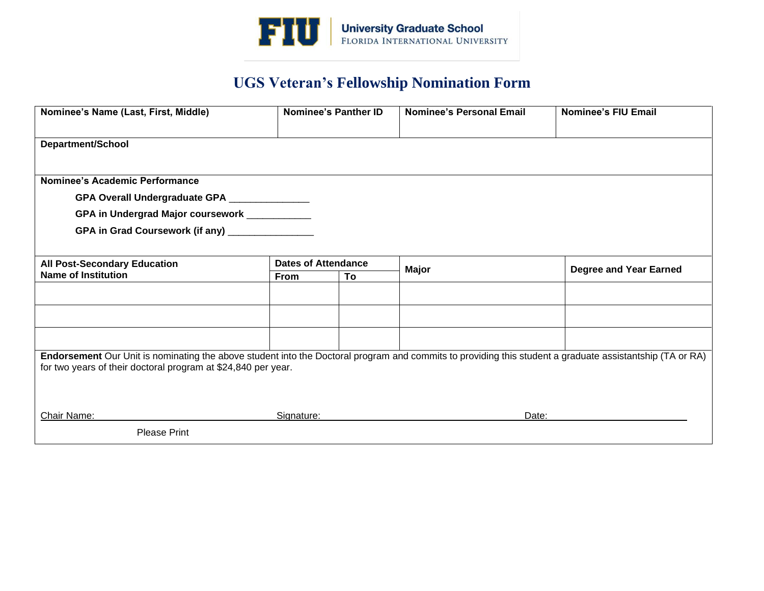**University Graduate School**
FLORIDA INTERNATIONAL UNIVERSITY

# UGS Veteran's Fellowship Nomination Form

| Nominee's Name (Last, First, Middle) | Nominee's Panther ID | Nominee's Personal Email | Nominee's FIU Email |
|---|---|---|---|
| | | | |

**Department/School**

**Nominee's Academic Performance**

- **GPA Overall Undergraduate GPA** _______________
- **GPA in Undergrad Major coursework** ____________
- **GPA in Grad Coursework (if any)** ________________

| All Post-Secondary Education Name of Institution | Dates of Attendance | | Major | Degree and Year Earned |
|---|---|---|---|---|
| | From | To | | |
| | | | | |
| | | | | |
| | | | | |

**Endorsement** Our Unit is nominating the above student into the Doctoral program and commits to providing this student a graduate assistantship (TA or RA) for two years of their doctoral program at $24,840 per year.

Chair Name: ______________________ Signature: ______________________ Date: ______________________

Please Print